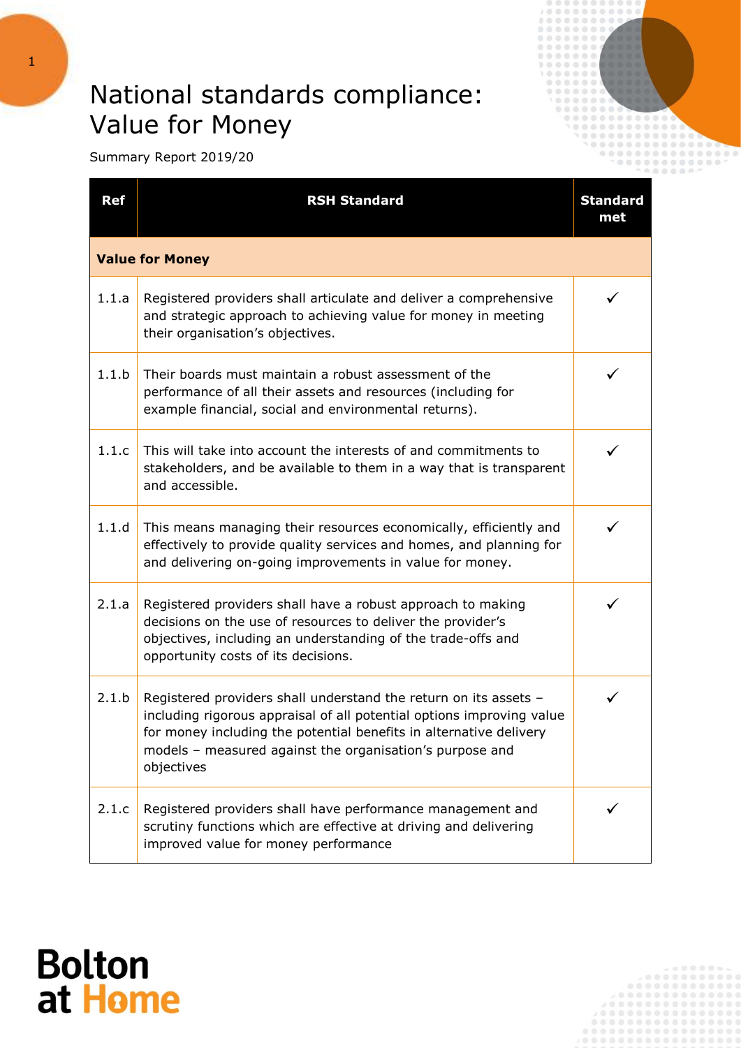# National standards compliance: Value for Money

Summary Report 2019/20

| Ref | RSH Standard | Standard met |
|---|---|---|
| **Value for Money** | | |
| 1.1.a | Registered providers shall articulate and deliver a comprehensive and strategic approach to achieving value for money in meeting their organisation's objectives. | ✓ |
| 1.1.b | Their boards must maintain a robust assessment of the performance of all their assets and resources (including for example financial, social and environmental returns). | ✓ |
| 1.1.c | This will take into account the interests of and commitments to stakeholders, and be available to them in a way that is transparent and accessible. | ✓ |
| 1.1.d | This means managing their resources economically, efficiently and effectively to provide quality services and homes, and planning for and delivering on-going improvements in value for money. | ✓ |
| 2.1.a | Registered providers shall have a robust approach to making decisions on the use of resources to deliver the provider's objectives, including an understanding of the trade-offs and opportunity costs of its decisions. | ✓ |
| 2.1.b | Registered providers shall understand the return on its assets – including rigorous appraisal of all potential options improving value for money including the potential benefits in alternative delivery models – measured against the organisation's purpose and objectives | ✓ |
| 2.1.c | Registered providers shall have performance management and scrutiny functions which are effective at driving and delivering improved value for money performance | ✓ |

Bolton at Home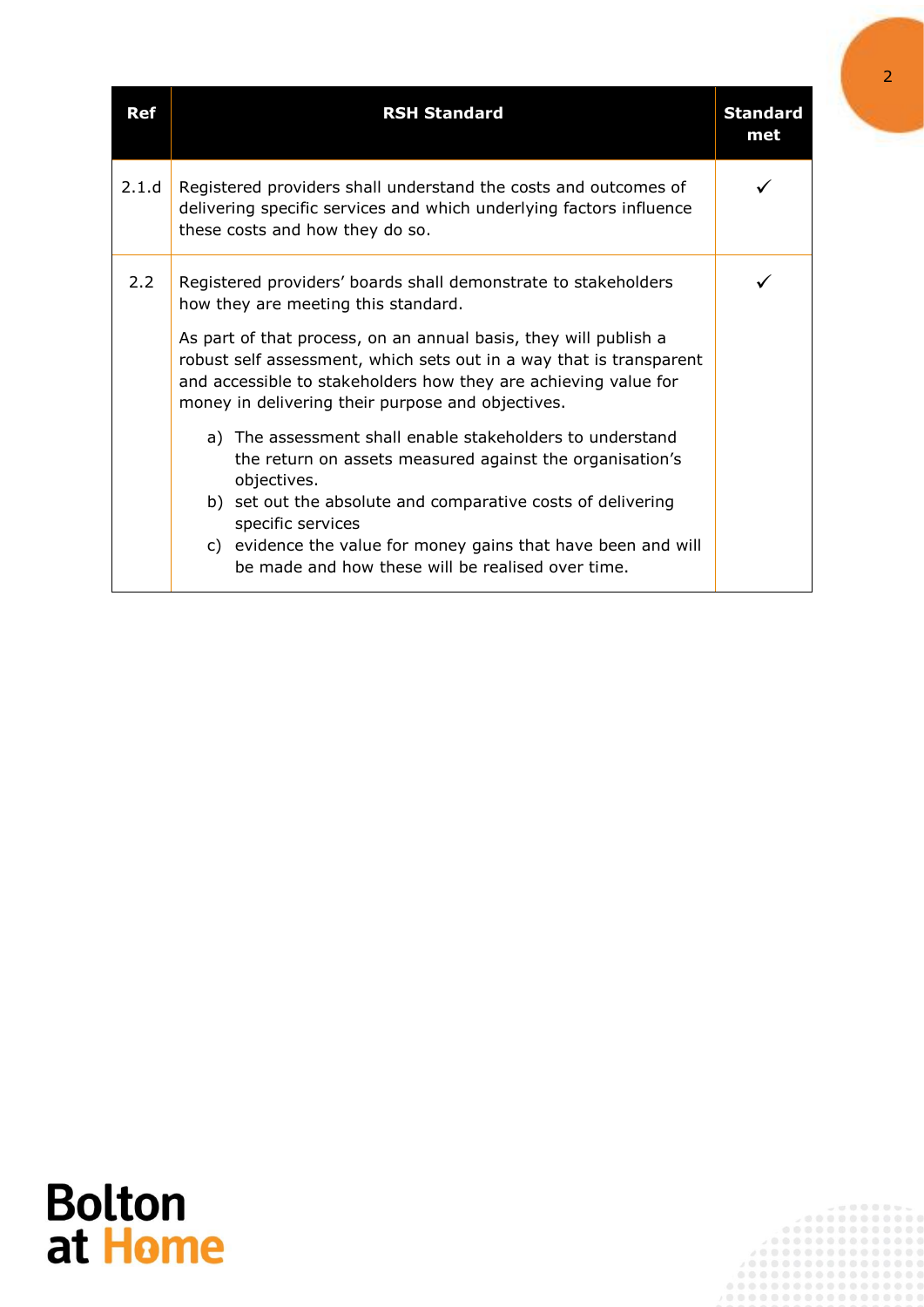| Ref | RSH Standard | Standard met |
| --- | --- | --- |
| 2.1.d | Registered providers shall understand the costs and outcomes of delivering specific services and which underlying factors influence these costs and how they do so. | ✓ |
| 2.2 | Registered providers' boards shall demonstrate to stakeholders how they are meeting this standard.<br><br>As part of that process, on an annual basis, they will publish a robust self assessment, which sets out in a way that is transparent and accessible to stakeholders how they are achieving value for money in delivering their purpose and objectives.<br><br>a) The assessment shall enable stakeholders to understand the return on assets measured against the organisation's objectives.<br>b) set out the absolute and comparative costs of delivering specific services<br>c) evidence the value for money gains that have been and will be made and how these will be realised over time. | ✓ |

Bolton at Home